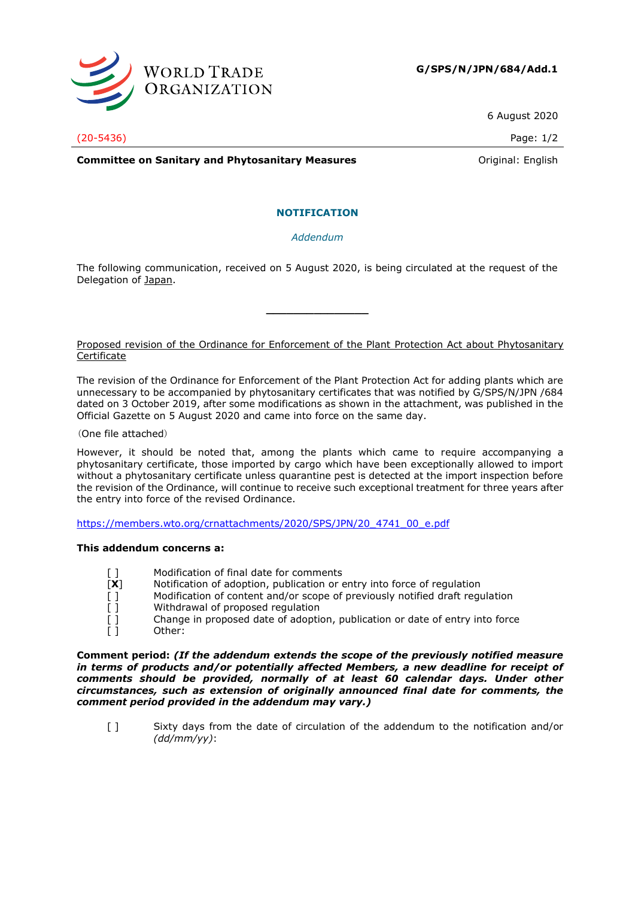**G/SPS/N/JPN/684/Add.1**

6 August 2020

(20-5436)

**Committee on Sanitary and Phytosanitary Measures**

Original: English

## NOTIFICATION

*Addendum*

The following communication, received on 5 August 2020, is being circulated at the request of the Delegation of Japan.

---

Proposed revision of the Ordinance for Enforcement of the Plant Protection Act about Phytosanitary Certificate

The revision of the Ordinance for Enforcement of the Plant Protection Act for adding plants which are unnecessary to be accompanied by phytosanitary certificates that was notified by G/SPS/N/JPN /684 dated on 3 October 2019, after some modifications as shown in the attachment, was published in the Official Gazette on 5 August 2020 and came into force on the same day.

（One file attached）

However, it should be noted that, among the plants which came to require accompanying a phytosanitary certificate, those imported by cargo which have been exceptionally allowed to import without a phytosanitary certificate unless quarantine pest is detected at the import inspection before the revision of the Ordinance, will continue to receive such exceptional treatment for three years after the entry into force of the revised Ordinance.

https://members.wto.org/crnattachments/2020/SPS/JPN/20_4741_00_e.pdf

**This addendum concerns a:**

- [ ] Modification of final date for comments
- [**X**] Notification of adoption, publication or entry into force of regulation
- [ ] Modification of content and/or scope of previously notified draft regulation
- [ ] Withdrawal of proposed regulation
- [ ] Change in proposed date of adoption, publication or date of entry into force
- [ ] Other:

**Comment period:** ***(If the addendum extends the scope of the previously notified measure in terms of products and/or potentially affected Members, a new deadline for receipt of comments should be provided, normally of at least 60 calendar days. Under other circumstances, such as extension of originally announced final date for comments, the comment period provided in the addendum may vary.)***

- [ ] Sixty days from the date of circulation of the addendum to the notification and/or *(dd/mm/yy)*: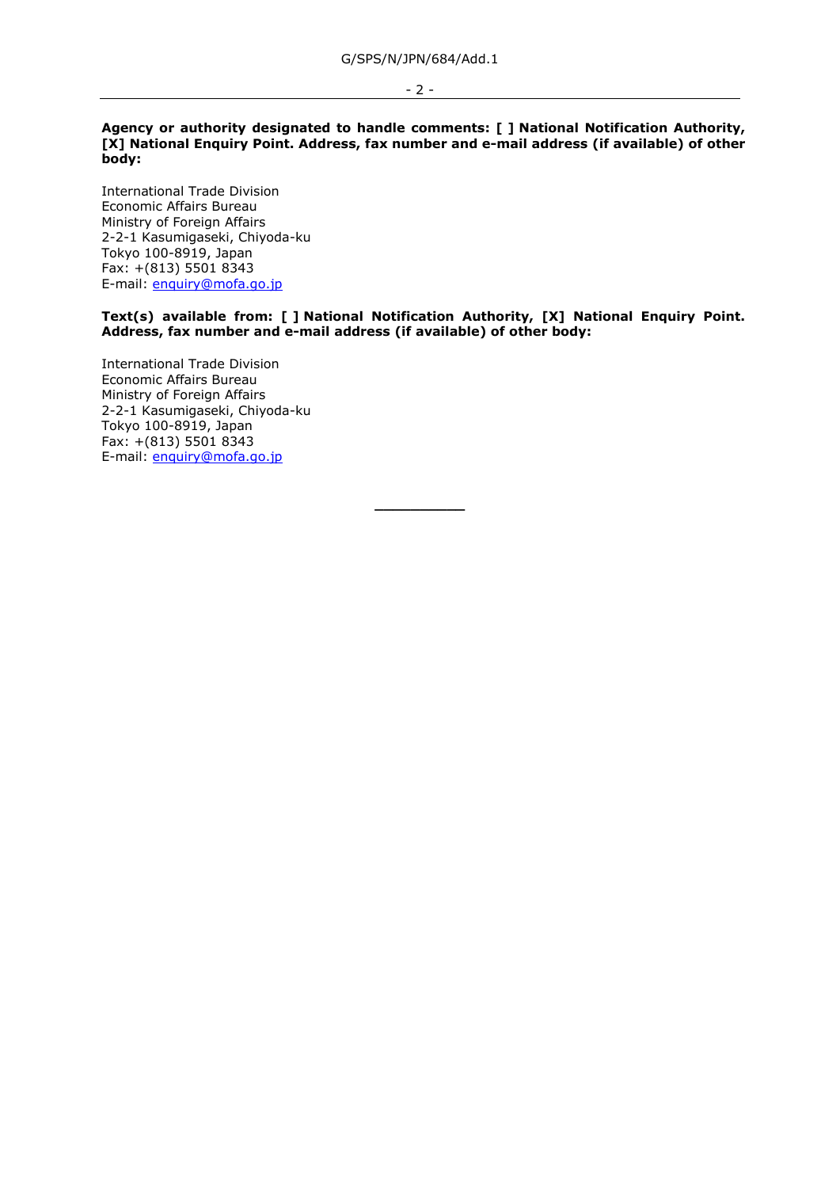**Agency or authority designated to handle comments: [ ] National Notification Authority, [X] National Enquiry Point. Address, fax number and e-mail address (if available) of other body:**

International Trade Division
Economic Affairs Bureau
Ministry of Foreign Affairs
2-2-1 Kasumigaseki, Chiyoda-ku
Tokyo 100-8919, Japan
Fax: +(813) 5501 8343
E-mail: enquiry@mofa.go.jp

**Text(s) available from: [ ] National Notification Authority, [X] National Enquiry Point. Address, fax number and e-mail address (if available) of other body:**

International Trade Division
Economic Affairs Bureau
Ministry of Foreign Affairs
2-2-1 Kasumigaseki, Chiyoda-ku
Tokyo 100-8919, Japan
Fax: +(813) 5501 8343
E-mail: enquiry@mofa.go.jp